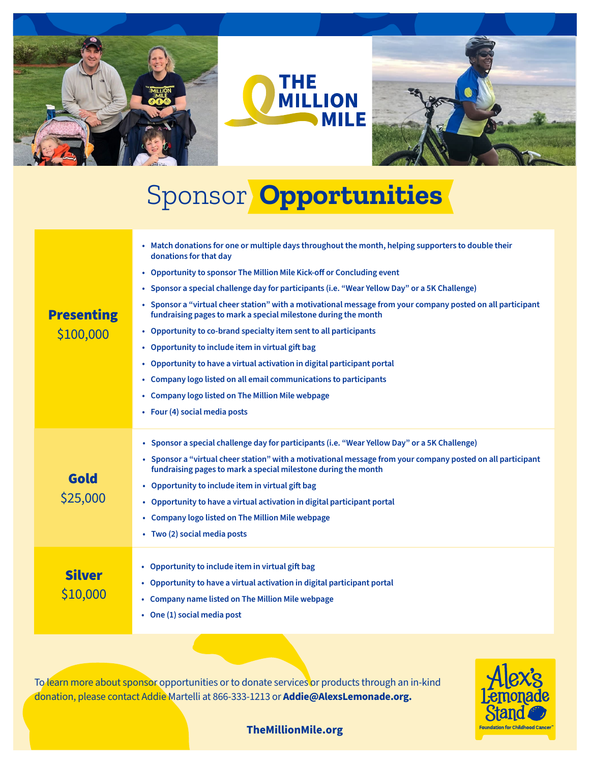# THE MILLION MILE

## Sponsor Opportunities

| Level | Benefits |
|---|---|
| **Presenting** $100,000 | • Match donations for one or multiple days throughout the month, helping supporters to double their donations for that day<br>• Opportunity to sponsor The Million Mile Kick-off or Concluding event<br>• Sponsor a special challenge day for participants (i.e. "Wear Yellow Day" or a 5K Challenge)<br>• Sponsor a "virtual cheer station" with a motivational message from your company posted on all participant fundraising pages to mark a special milestone during the month<br>• Opportunity to co-brand specialty item sent to all participants<br>• Opportunity to include item in virtual gift bag<br>• Opportunity to have a virtual activation in digital participant portal<br>• Company logo listed on all email communications to participants<br>• Company logo listed on The Million Mile webpage<br>• Four (4) social media posts |
| **Gold** $25,000 | • Sponsor a special challenge day for participants (i.e. "Wear Yellow Day" or a 5K Challenge)<br>• Sponsor a "virtual cheer station" with a motivational message from your company posted on all participant fundraising pages to mark a special milestone during the month<br>• Opportunity to include item in virtual gift bag<br>• Opportunity to have a virtual activation in digital participant portal<br>• Company logo listed on The Million Mile webpage<br>• Two (2) social media posts |
| **Silver** $10,000 | • Opportunity to include item in virtual gift bag<br>• Opportunity to have a virtual activation in digital participant portal<br>• Company name listed on The Million Mile webpage<br>• One (1) social media post |

To learn more about sponsor opportunities or to donate services or products through an in-kind donation, please contact Addie Martelli at 866-333-1213 or **Addie@AlexsLemonade.org.**

**TheMillionMile.org**

Alex's Lemonade Stand
Foundation for Childhood Cancer™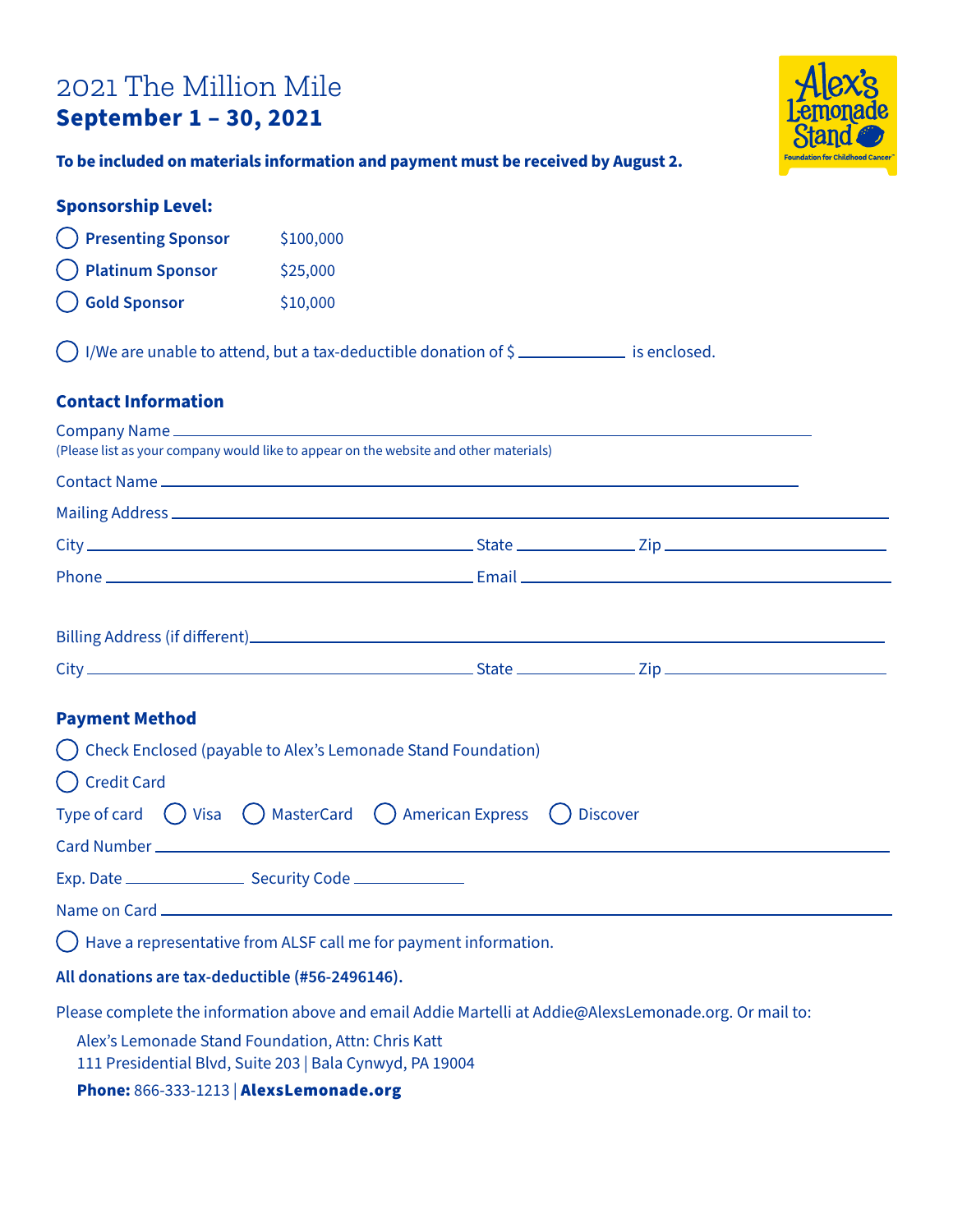# 2021 The Million Mile

## September 1 – 30, 2021

**To be included on materials information and payment must be received by August 2.**

**Sponsorship Level:**

◯ **Presenting Sponsor** $100,000

◯ **Platinum Sponsor** $25,000

◯ **Gold Sponsor** $10,000

◯ I/We are unable to attend, but a tax-deductible donation of $ ____________ is enclosed.

### Contact Information

Company Name ______________________________________________
(Please list as your company would like to appear on the website and other materials)

Contact Name ______________________________________________

Mailing Address ______________________________________________

City ______________________ State ____________ Zip ______________

Phone ______________________ Email ______________________

Billing Address (if different) ______________________________________________

City ______________________ State ____________ Zip ______________

### Payment Method

◯ Check Enclosed (payable to Alex's Lemonade Stand Foundation)

◯ Credit Card

Type of card ◯ Visa ◯ MasterCard ◯ American Express ◯ Discover

Card Number ______________________________________________

Exp. Date ____________ Security Code ____________

Name on Card ______________________________________________

◯ Have a representative from ALSF call me for payment information.

**All donations are tax-deductible (#56-2496146).**

Please complete the information above and email Addie Martelli at Addie@AlexsLemonade.org. Or mail to:

Alex's Lemonade Stand Foundation, Attn: Chris Katt
111 Presidential Blvd, Suite 203 | Bala Cynwyd, PA 19004
**Phone:** 866-333-1213 | **AlexsLemonade.org**